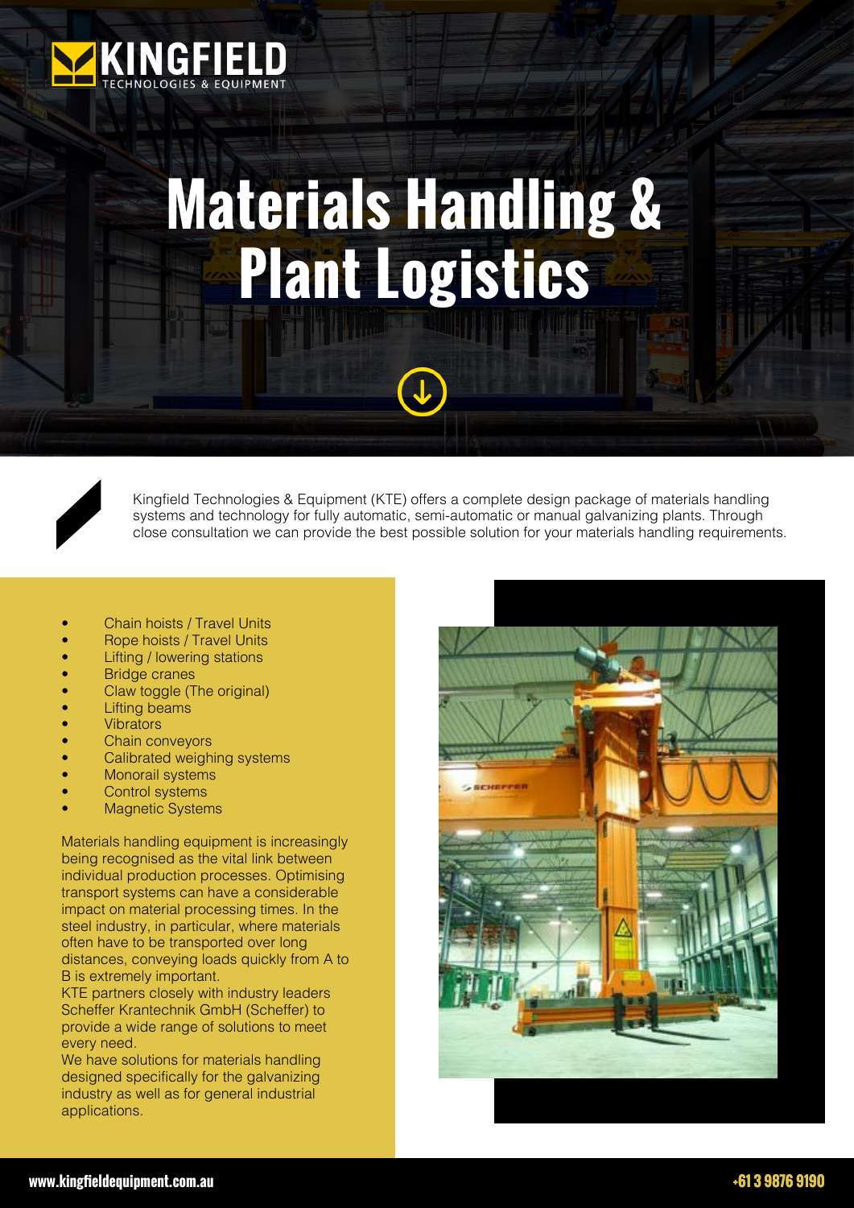KINGFIELD
TECHNOLOGIES & EQUIPMENT

# Materials Handling & Plant Logistics

Kingfield Technologies & Equipment (KTE) offers a complete design package of materials handling systems and technology for fully automatic, semi-automatic or manual galvanizing plants. Through close consultation we can provide the best possible solution for your materials handling requirements.

- Chain hoists / Travel Units
- Rope hoists / Travel Units
- Lifting / lowering stations
- Bridge cranes
- Claw toggle (The original)
- Lifting beams
- Vibrators
- Chain conveyors
- Calibrated weighing systems
- Monorail systems
- Control systems
- Magnetic Systems

Materials handling equipment is increasingly being recognised as the vital link between individual production processes. Optimising transport systems can have a considerable impact on material processing times. In the steel industry, in particular, where materials often have to be transported over long distances, conveying loads quickly from A to B is extremely important.

KTE partners closely with industry leaders Scheffer Krantechnik GmbH (Scheffer) to provide a wide range of solutions to meet every need.

We have solutions for materials handling designed specifically for the galvanizing industry as well as for general industrial applications.

www.kingfieldequipment.com.au

+61 3 9876 9190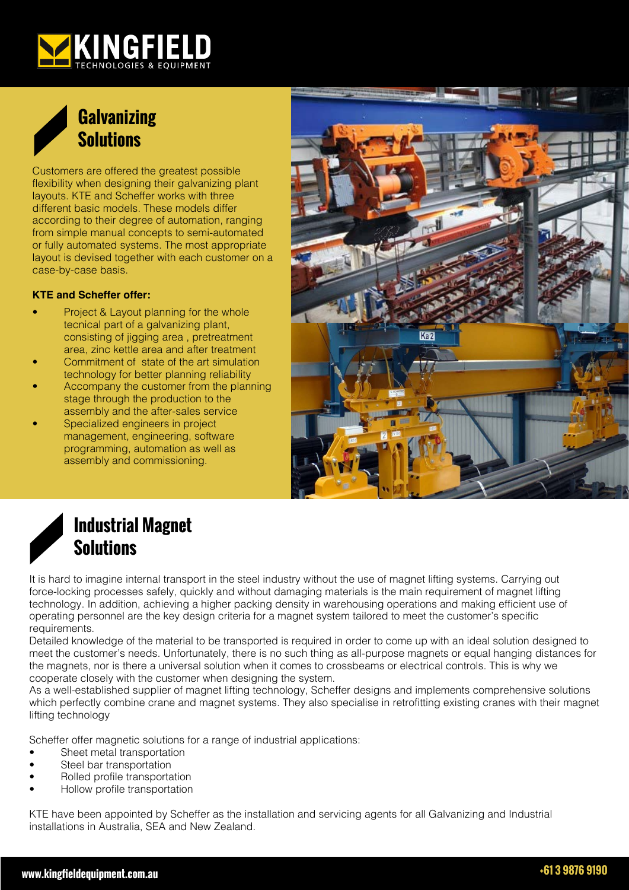KINGFIELD
TECHNOLOGIES & EQUIPMENT

## Galvanizing Solutions

Customers are offered the greatest possible flexibility when designing their galvanizing plant layouts. KTE and Scheffer works with three different basic models. These models differ according to their degree of automation, ranging from simple manual concepts to semi-automated or fully automated systems. The most appropriate layout is devised together with each customer on a case-by-case basis.

**KTE and Scheffer offer:**

- Project & Layout planning for the whole tecnical part of a galvanizing plant, consisting of jigging area , pretreatment area, zinc kettle area and after treatment
- Commitment of state of the art simulation technology for better planning reliability
- Accompany the customer from the planning stage through the production to the assembly and the after-sales service
- Specialized engineers in project management, engineering, software programming, automation as well as assembly and commissioning.

## Industrial Magnet Solutions

It is hard to imagine internal transport in the steel industry without the use of magnet lifting systems. Carrying out force-locking processes safely, quickly and without damaging materials is the main requirement of magnet lifting technology. In addition, achieving a higher packing density in warehousing operations and making efficient use of operating personnel are the key design criteria for a magnet system tailored to meet the customer's specific requirements.

Detailed knowledge of the material to be transported is required in order to come up with an ideal solution designed to meet the customer's needs. Unfortunately, there is no such thing as all-purpose magnets or equal hanging distances for the magnets, nor is there a universal solution when it comes to crossbeams or electrical controls. This is why we cooperate closely with the customer when designing the system.

As a well-established supplier of magnet lifting technology, Scheffer designs and implements comprehensive solutions which perfectly combine crane and magnet systems. They also specialise in retrofitting existing cranes with their magnet lifting technology

Scheffer offer magnetic solutions for a range of industrial applications:

- Sheet metal transportation
- Steel bar transportation
- Rolled profile transportation
- Hollow profile transportation

KTE have been appointed by Scheffer as the installation and servicing agents for all Galvanizing and Industrial installations in Australia, SEA and New Zealand.

www.kingfieldequipment.com.au

+61 3 9876 9190